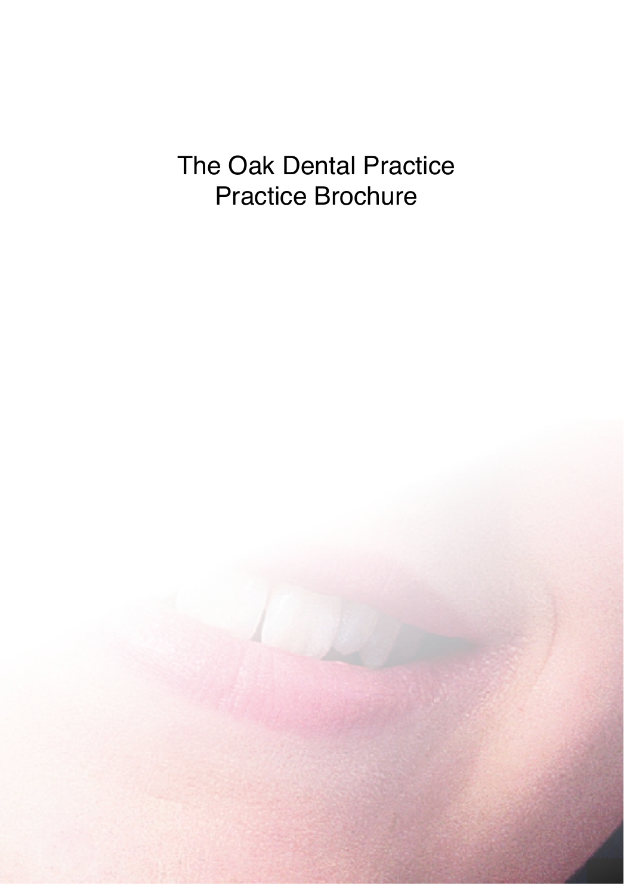# The Oak Dental Practice
## Practice Brochure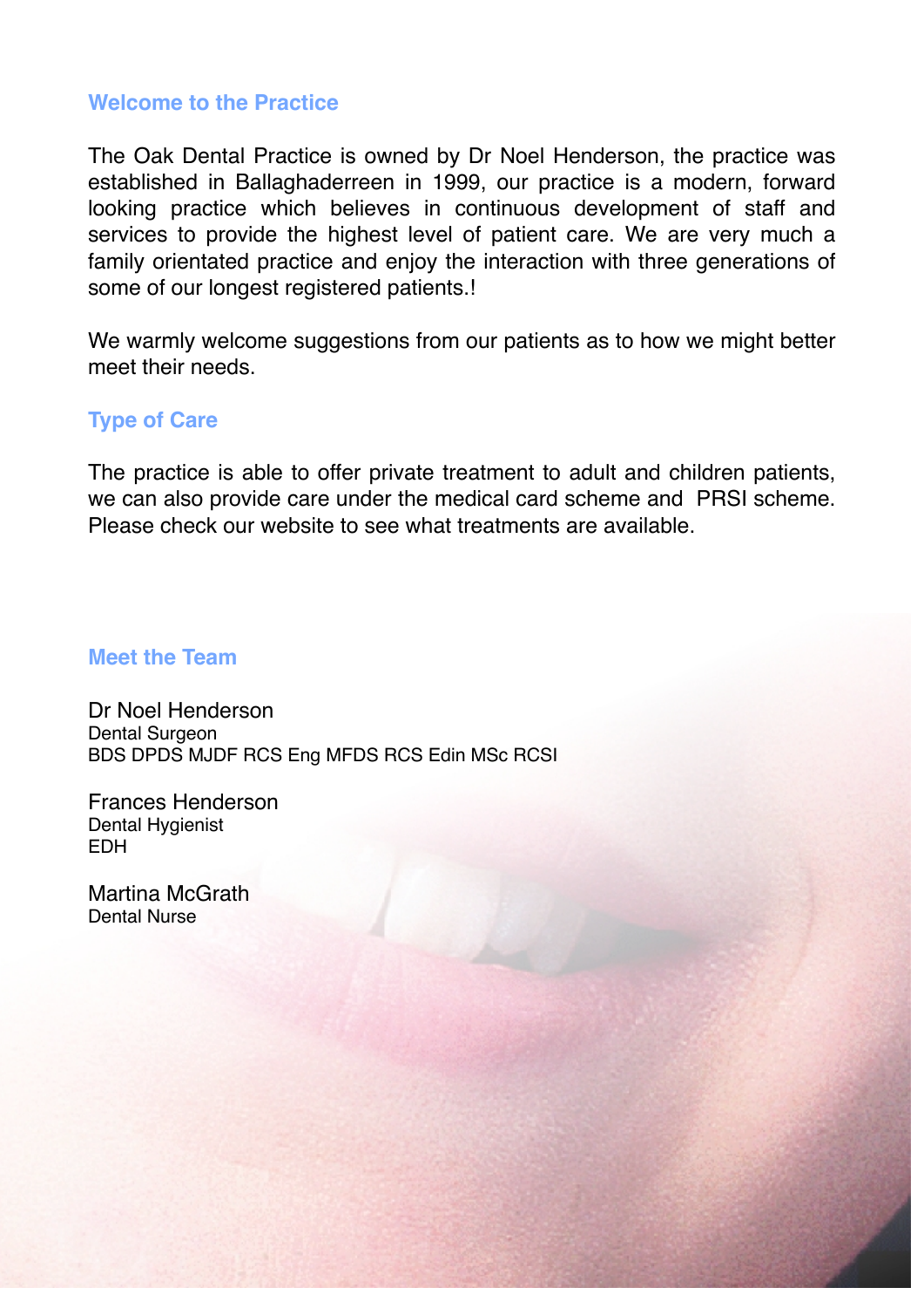## Welcome to the Practice

The Oak Dental Practice is owned by Dr Noel Henderson, the practice was established in Ballaghaderreen in 1999, our practice is a modern, forward looking practice which believes in continuous development of staff and services to provide the highest level of patient care. We are very much a family orientated practice and enjoy the interaction with three generations of some of our longest registered patients.!

We warmly welcome suggestions from our patients as to how we might better meet their needs.

## Type of Care

The practice is able to offer private treatment to adult and children patients, we can also provide care under the medical card scheme and PRSI scheme. Please check our website to see what treatments are available.

## Meet the Team

Dr Noel Henderson
Dental Surgeon
BDS DPDS MJDF RCS Eng MFDS RCS Edin MSc RCSI

Frances Henderson
Dental Hygienist
EDH

Martina McGrath
Dental Nurse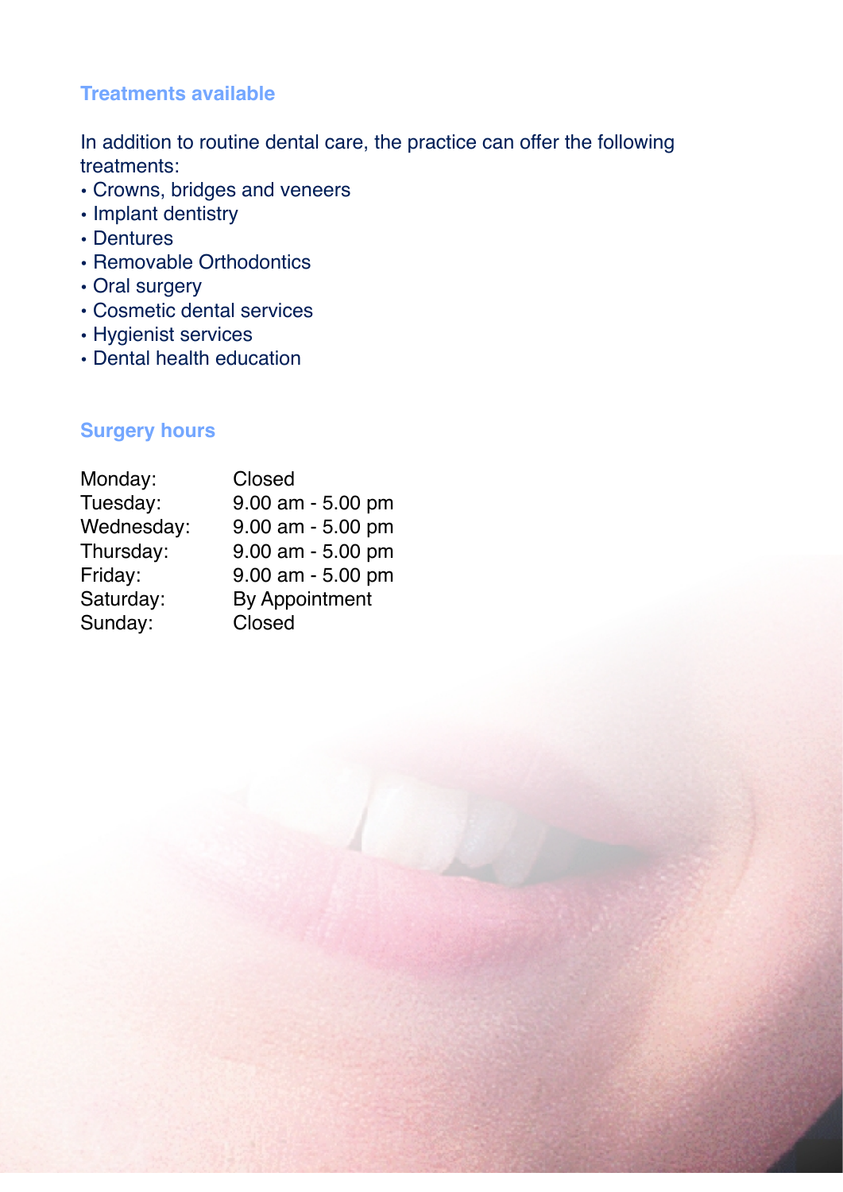## Treatments available

In addition to routine dental care, the practice can offer the following treatments:

- Crowns, bridges and veneers
- Implant dentistry
- Dentures
- Removable Orthodontics
- Oral surgery
- Cosmetic dental services
- Hygienist services
- Dental health education

## Surgery hours

| | |
|---|---|
| Monday: | Closed |
| Tuesday: | 9.00 am - 5.00 pm |
| Wednesday: | 9.00 am - 5.00 pm |
| Thursday: | 9.00 am - 5.00 pm |
| Friday: | 9.00 am - 5.00 pm |
| Saturday: | By Appointment |
| Sunday: | Closed |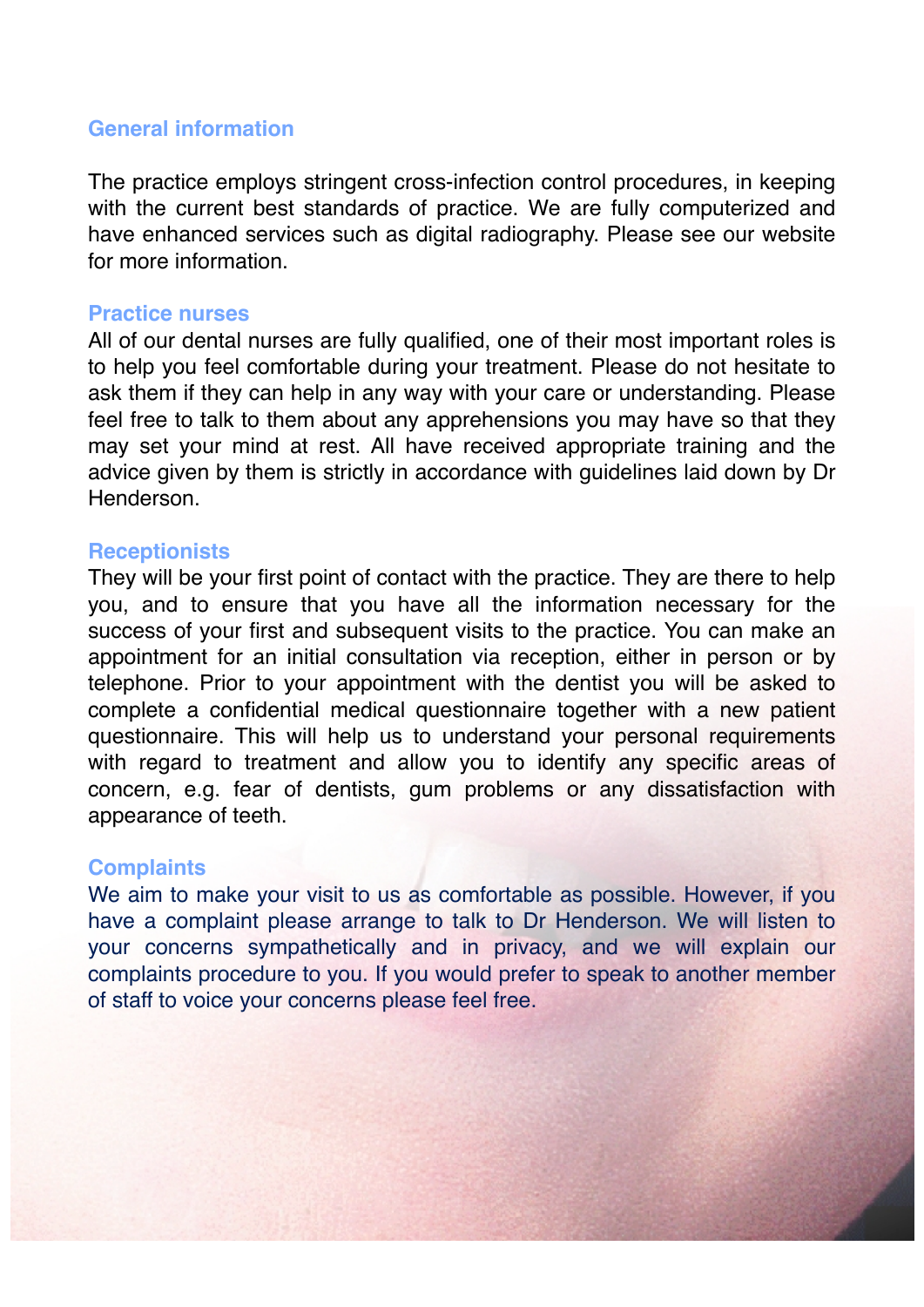## General information

The practice employs stringent cross-infection control procedures, in keeping with the current best standards of practice. We are fully computerized and have enhanced services such as digital radiography. Please see our website for more information.

## Practice nurses

All of our dental nurses are fully qualified, one of their most important roles is to help you feel comfortable during your treatment. Please do not hesitate to ask them if they can help in any way with your care or understanding. Please feel free to talk to them about any apprehensions you may have so that they may set your mind at rest. All have received appropriate training and the advice given by them is strictly in accordance with guidelines laid down by Dr Henderson.

## Receptionists

They will be your first point of contact with the practice. They are there to help you, and to ensure that you have all the information necessary for the success of your first and subsequent visits to the practice. You can make an appointment for an initial consultation via reception, either in person or by telephone. Prior to your appointment with the dentist you will be asked to complete a confidential medical questionnaire together with a new patient questionnaire. This will help us to understand your personal requirements with regard to treatment and allow you to identify any specific areas of concern, e.g. fear of dentists, gum problems or any dissatisfaction with appearance of teeth.

## Complaints

We aim to make your visit to us as comfortable as possible. However, if you have a complaint please arrange to talk to Dr Henderson. We will listen to your concerns sympathetically and in privacy, and we will explain our complaints procedure to you. If you would prefer to speak to another member of staff to voice your concerns please feel free.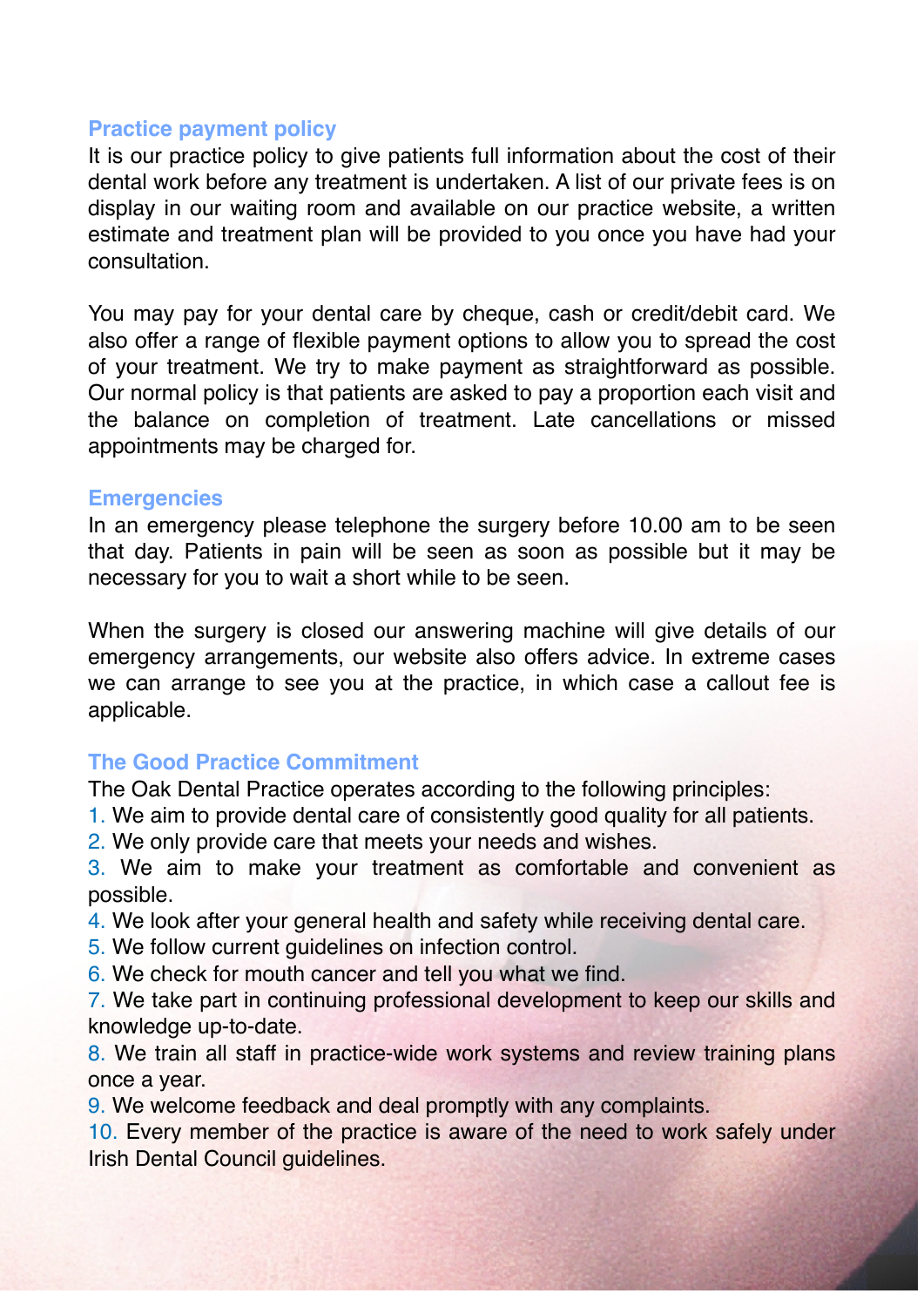## Practice payment policy

It is our practice policy to give patients full information about the cost of their dental work before any treatment is undertaken. A list of our private fees is on display in our waiting room and available on our practice website, a written estimate and treatment plan will be provided to you once you have had your consultation.

You may pay for your dental care by cheque, cash or credit/debit card. We also offer a range of flexible payment options to allow you to spread the cost of your treatment. We try to make payment as straightforward as possible. Our normal policy is that patients are asked to pay a proportion each visit and the balance on completion of treatment. Late cancellations or missed appointments may be charged for.

## Emergencies

In an emergency please telephone the surgery before 10.00 am to be seen that day. Patients in pain will be seen as soon as possible but it may be necessary for you to wait a short while to be seen.

When the surgery is closed our answering machine will give details of our emergency arrangements, our website also offers advice. In extreme cases we can arrange to see you at the practice, in which case a callout fee is applicable.

## The Good Practice Commitment

The Oak Dental Practice operates according to the following principles:

1. We aim to provide dental care of consistently good quality for all patients.
2. We only provide care that meets your needs and wishes.
3. We aim to make your treatment as comfortable and convenient as possible.
4. We look after your general health and safety while receiving dental care.
5. We follow current guidelines on infection control.
6. We check for mouth cancer and tell you what we find.
7. We take part in continuing professional development to keep our skills and knowledge up-to-date.
8. We train all staff in practice-wide work systems and review training plans once a year.
9. We welcome feedback and deal promptly with any complaints.
10. Every member of the practice is aware of the need to work safely under Irish Dental Council guidelines.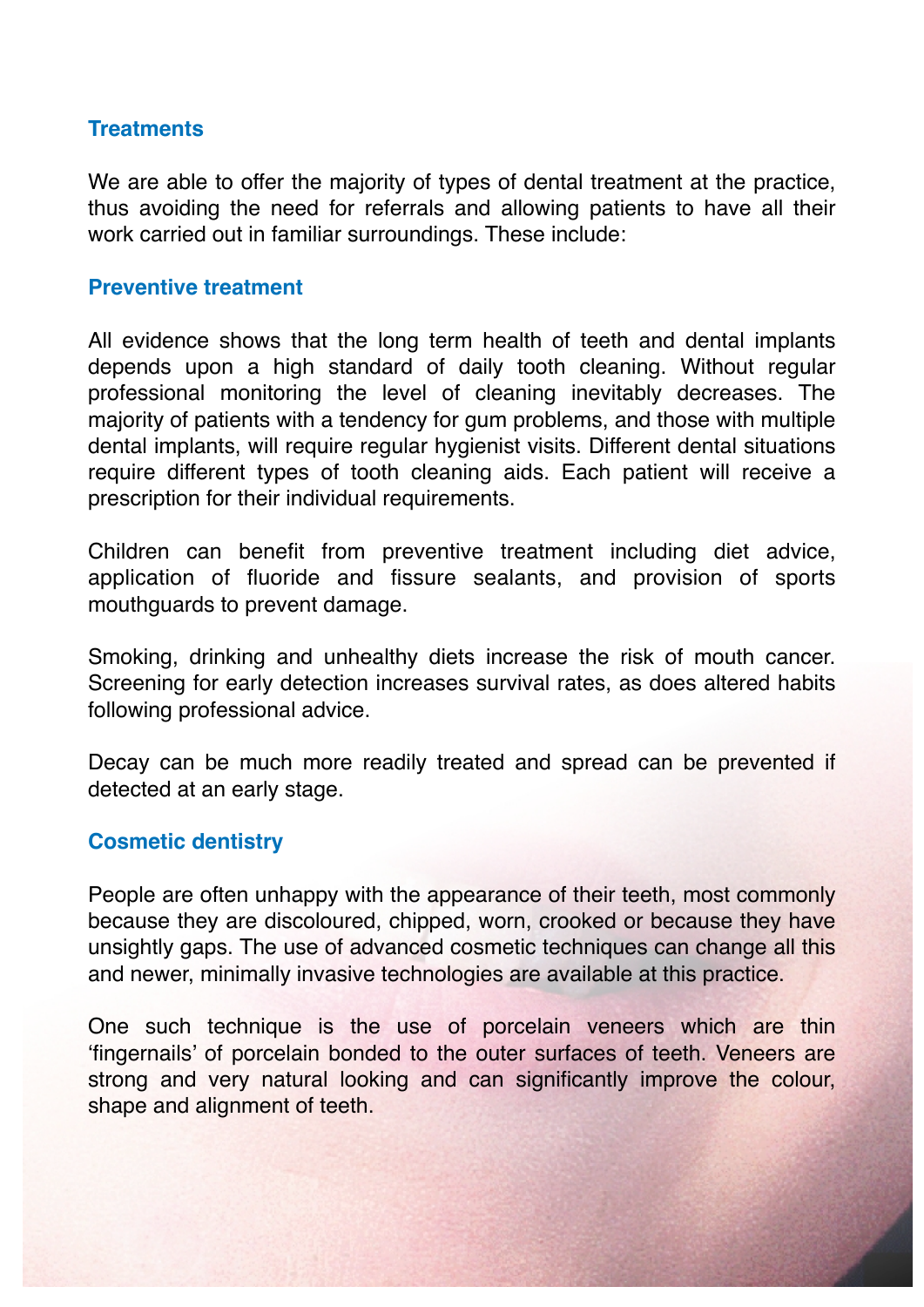## Treatments

We are able to offer the majority of types of dental treatment at the practice, thus avoiding the need for referrals and allowing patients to have all their work carried out in familiar surroundings. These include:

### Preventive treatment

All evidence shows that the long term health of teeth and dental implants depends upon a high standard of daily tooth cleaning. Without regular professional monitoring the level of cleaning inevitably decreases. The majority of patients with a tendency for gum problems, and those with multiple dental implants, will require regular hygienist visits. Different dental situations require different types of tooth cleaning aids. Each patient will receive a prescription for their individual requirements.

Children can benefit from preventive treatment including diet advice, application of fluoride and fissure sealants, and provision of sports mouthguards to prevent damage.

Smoking, drinking and unhealthy diets increase the risk of mouth cancer. Screening for early detection increases survival rates, as does altered habits following professional advice.

Decay can be much more readily treated and spread can be prevented if detected at an early stage.

### Cosmetic dentistry

People are often unhappy with the appearance of their teeth, most commonly because they are discoloured, chipped, worn, crooked or because they have unsightly gaps. The use of advanced cosmetic techniques can change all this and newer, minimally invasive technologies are available at this practice.

One such technique is the use of porcelain veneers which are thin ‘fingernails’ of porcelain bonded to the outer surfaces of teeth. Veneers are strong and very natural looking and can significantly improve the colour, shape and alignment of teeth.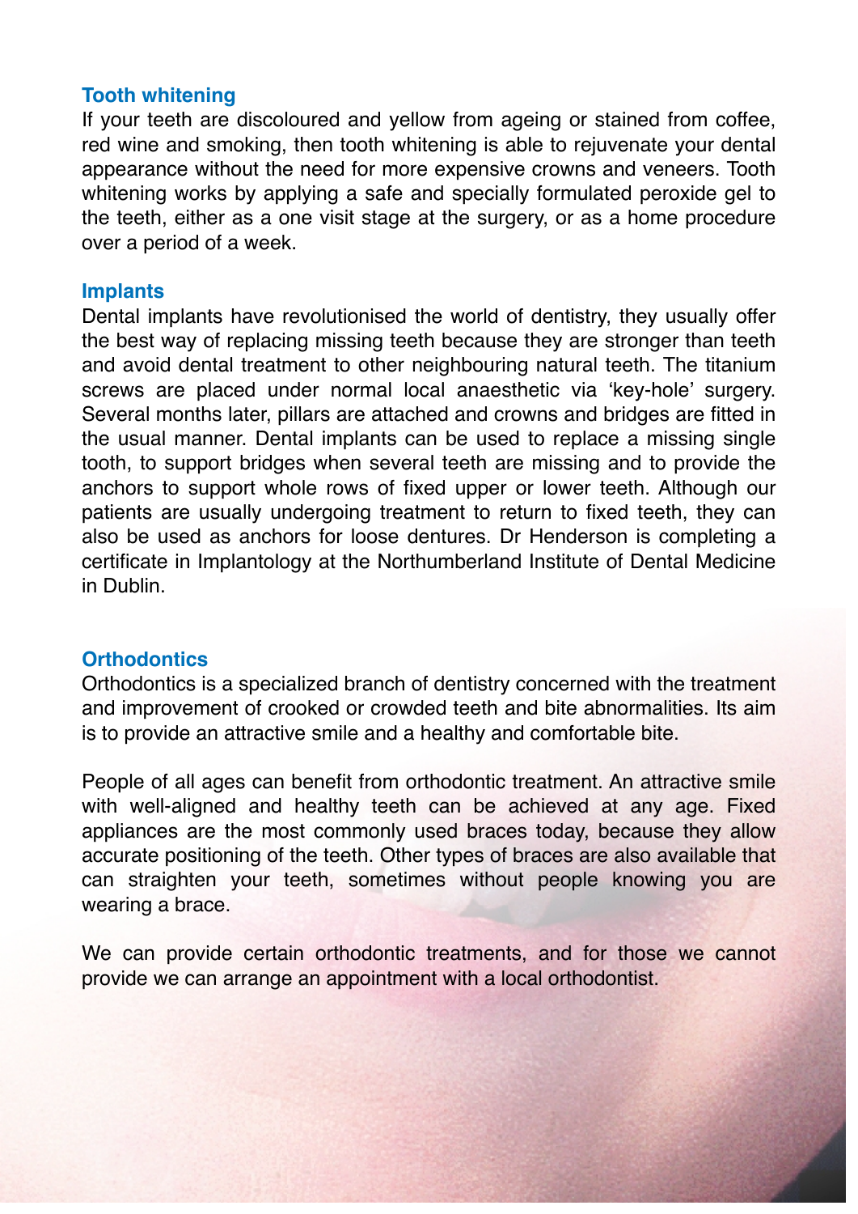### Tooth whitening

If your teeth are discoloured and yellow from ageing or stained from coffee, red wine and smoking, then tooth whitening is able to rejuvenate your dental appearance without the need for more expensive crowns and veneers. Tooth whitening works by applying a safe and specially formulated peroxide gel to the teeth, either as a one visit stage at the surgery, or as a home procedure over a period of a week.

### Implants

Dental implants have revolutionised the world of dentistry, they usually offer the best way of replacing missing teeth because they are stronger than teeth and avoid dental treatment to other neighbouring natural teeth. The titanium screws are placed under normal local anaesthetic via 'key-hole' surgery. Several months later, pillars are attached and crowns and bridges are fitted in the usual manner. Dental implants can be used to replace a missing single tooth, to support bridges when several teeth are missing and to provide the anchors to support whole rows of fixed upper or lower teeth. Although our patients are usually undergoing treatment to return to fixed teeth, they can also be used as anchors for loose dentures. Dr Henderson is completing a certificate in Implantology at the Northumberland Institute of Dental Medicine in Dublin.

### Orthodontics

Orthodontics is a specialized branch of dentistry concerned with the treatment and improvement of crooked or crowded teeth and bite abnormalities. Its aim is to provide an attractive smile and a healthy and comfortable bite.

People of all ages can benefit from orthodontic treatment. An attractive smile with well-aligned and healthy teeth can be achieved at any age. Fixed appliances are the most commonly used braces today, because they allow accurate positioning of the teeth. Other types of braces are also available that can straighten your teeth, sometimes without people knowing you are wearing a brace.

We can provide certain orthodontic treatments, and for those we cannot provide we can arrange an appointment with a local orthodontist.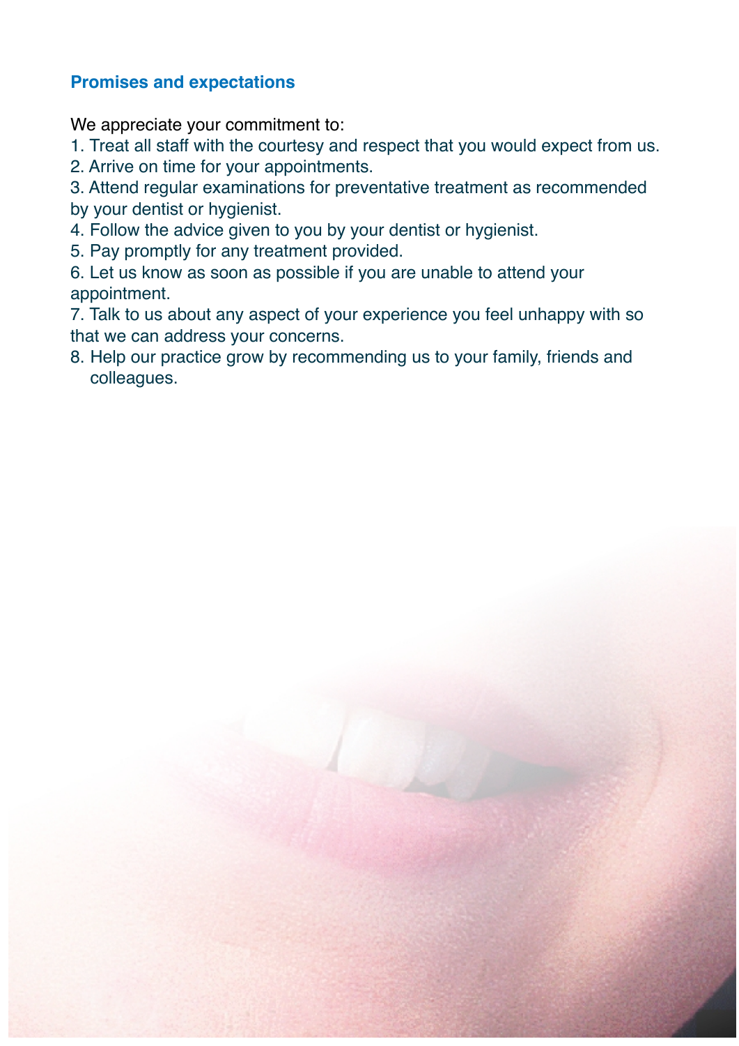## Promises and expectations

We appreciate your commitment to:

1. Treat all staff with the courtesy and respect that you would expect from us.
2. Arrive on time for your appointments.
3. Attend regular examinations for preventative treatment as recommended by your dentist or hygienist.
4. Follow the advice given to you by your dentist or hygienist.
5. Pay promptly for any treatment provided.
6. Let us know as soon as possible if you are unable to attend your appointment.
7. Talk to us about any aspect of your experience you feel unhappy with so that we can address your concerns.
8. Help our practice grow by recommending us to your family, friends and colleagues.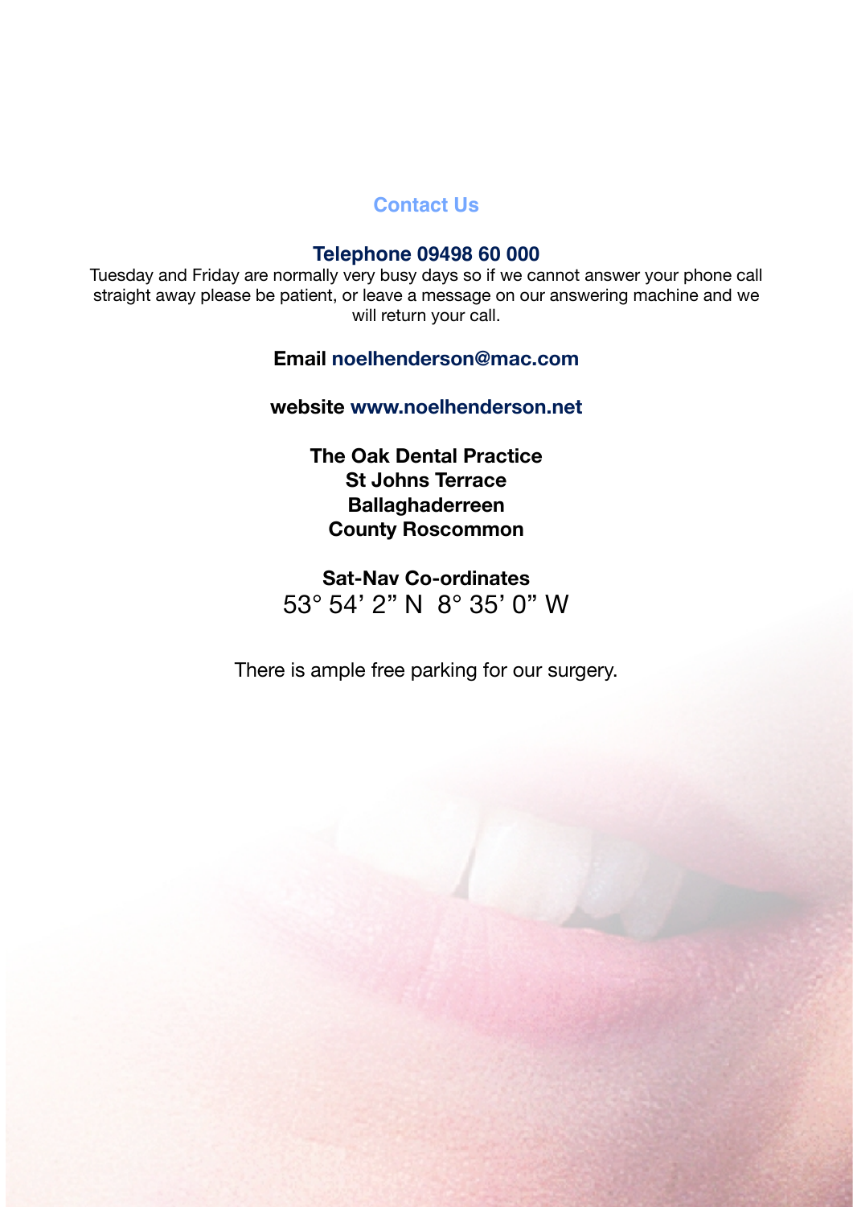## Contact Us

**Telephone 09498 60 000**

Tuesday and Friday are normally very busy days so if we cannot answer your phone call straight away please be patient, or leave a message on our answering machine and we will return your call.

**Email noelhenderson@mac.com**

**website www.noelhenderson.net**

**The Oak Dental Practice**
**St Johns Terrace**
**Ballaghaderreen**
**County Roscommon**

**Sat-Nav Co-ordinates**

53° 54’ 2” N  8° 35’ 0” W

There is ample free parking for our surgery.